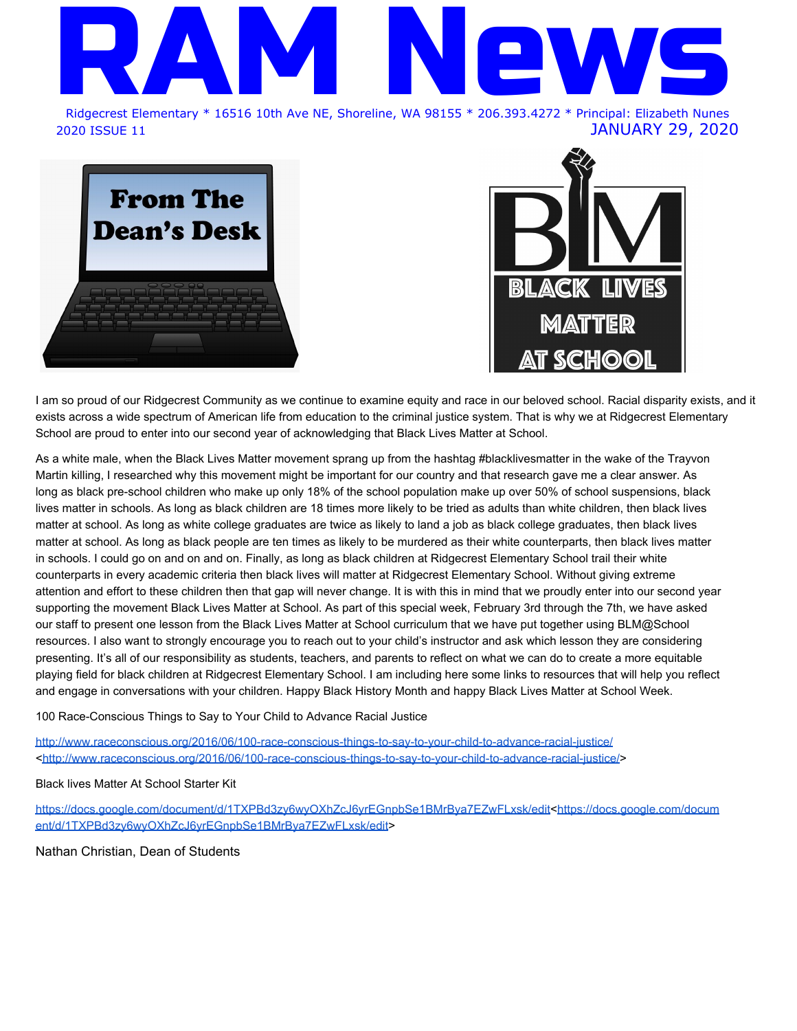# RAM News

Ridgecrest Elementary * 16516 10th Ave NE, Shoreline, WA 98155 * 206.393.4272 * Principal: Elizabeth Nunes

2020 ISSUE 11 JANUARY 29, 2020

## From The Dean's Desk

**BLACK LIVES MATTER AT SCHOOL**

I am so proud of our Ridgecrest Community as we continue to examine equity and race in our beloved school. Racial disparity exists, and it exists across a wide spectrum of American life from education to the criminal justice system. That is why we at Ridgecrest Elementary School are proud to enter into our second year of acknowledging that Black Lives Matter at School.

As a white male, when the Black Lives Matter movement sprang up from the hashtag #blacklivesmatter in the wake of the Trayvon Martin killing, I researched why this movement might be important for our country and that research gave me a clear answer. As long as black pre-school children who make up only 18% of the school population make up over 50% of school suspensions, black lives matter in schools. As long as black children are 18 times more likely to be tried as adults than white children, then black lives matter at school. As long as white college graduates are twice as likely to land a job as black college graduates, then black lives matter at school. As long as black people are ten times as likely to be murdered as their white counterparts, then black lives matter in schools. I could go on and on and on. Finally, as long as black children at Ridgecrest Elementary School trail their white counterparts in every academic criteria then black lives will matter at Ridgecrest Elementary School. Without giving extreme attention and effort to these children then that gap will never change. It is with this in mind that we proudly enter into our second year supporting the movement Black Lives Matter at School. As part of this special week, February 3rd through the 7th, we have asked our staff to present one lesson from the Black Lives Matter at School curriculum that we have put together using BLM@School resources. I also want to strongly encourage you to reach out to your child's instructor and ask which lesson they are considering presenting. It's all of our responsibility as students, teachers, and parents to reflect on what we can do to create a more equitable playing field for black children at Ridgecrest Elementary School. I am including here some links to resources that will help you reflect and engage in conversations with your children. Happy Black History Month and happy Black Lives Matter at School Week.

100 Race-Conscious Things to Say to Your Child to Advance Racial Justice

http://www.raceconscious.org/2016/06/100-race-conscious-things-to-say-to-your-child-to-advance-racial-justice/ <http://www.raceconscious.org/2016/06/100-race-conscious-things-to-say-to-your-child-to-advance-racial-justice/>

Black lives Matter At School Starter Kit

https://docs.google.com/document/d/1TXPBd3zy6wyOXhZcJ6yrEGnpbSe1BMrBya7EZwFLxsk/edit<https://docs.google.com/document/d/1TXPBd3zy6wyOXhZcJ6yrEGnpbSe1BMrBya7EZwFLxsk/edit>

Nathan Christian, Dean of Students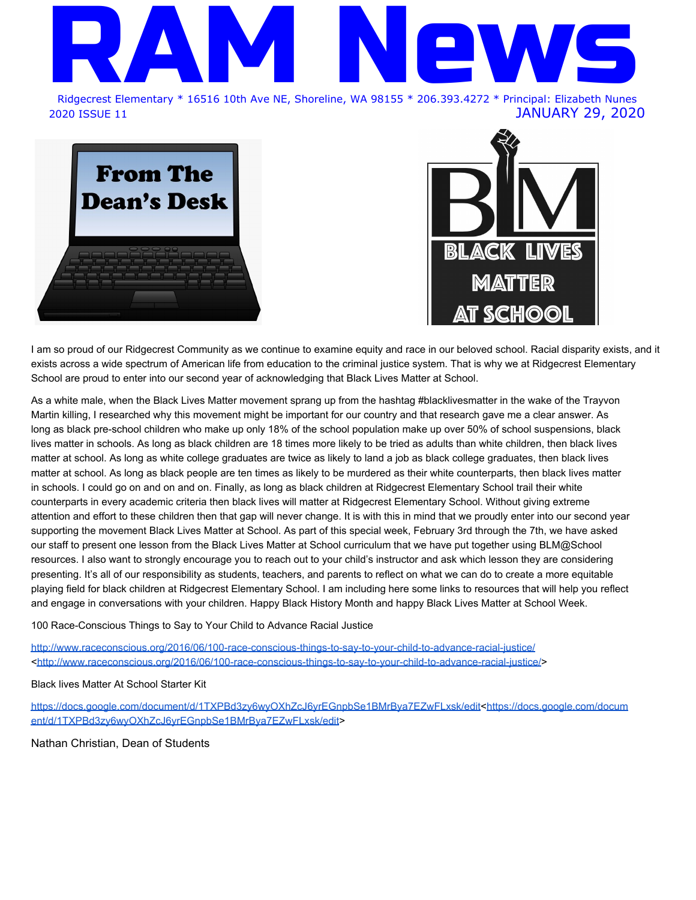# RAM News

Ridgecrest Elementary * 16516 10th Ave NE, Shoreline, WA 98155 * 206.393.4272 * Principal: Elizabeth Nunes

2020 ISSUE 11 JANUARY 29, 2020

## From The Dean's Desk

BLACK LIVES MATTER AT SCHOOL

I am so proud of our Ridgecrest Community as we continue to examine equity and race in our beloved school. Racial disparity exists, and it exists across a wide spectrum of American life from education to the criminal justice system. That is why we at Ridgecrest Elementary School are proud to enter into our second year of acknowledging that Black Lives Matter at School.

As a white male, when the Black Lives Matter movement sprang up from the hashtag #blacklivesmatter in the wake of the Trayvon Martin killing, I researched why this movement might be important for our country and that research gave me a clear answer. As long as black pre-school children who make up only 18% of the school population make up over 50% of school suspensions, black lives matter in schools. As long as black children are 18 times more likely to be tried as adults than white children, then black lives matter at school. As long as white college graduates are twice as likely to land a job as black college graduates, then black lives matter at school. As long as black people are ten times as likely to be murdered as their white counterparts, then black lives matter in schools. I could go on and on and on. Finally, as long as black children at Ridgecrest Elementary School trail their white counterparts in every academic criteria then black lives will matter at Ridgecrest Elementary School. Without giving extreme attention and effort to these children then that gap will never change. It is with this in mind that we proudly enter into our second year supporting the movement Black Lives Matter at School. As part of this special week, February 3rd through the 7th, we have asked our staff to present one lesson from the Black Lives Matter at School curriculum that we have put together using BLM@School resources. I also want to strongly encourage you to reach out to your child's instructor and ask which lesson they are considering presenting. It's all of our responsibility as students, teachers, and parents to reflect on what we can do to create a more equitable playing field for black children at Ridgecrest Elementary School. I am including here some links to resources that will help you reflect and engage in conversations with your children. Happy Black History Month and happy Black Lives Matter at School Week.

100 Race-Conscious Things to Say to Your Child to Advance Racial Justice

http://www.raceconscious.org/2016/06/100-race-conscious-things-to-say-to-your-child-to-advance-racial-justice/
<http://www.raceconscious.org/2016/06/100-race-conscious-things-to-say-to-your-child-to-advance-racial-justice/>

Black lives Matter At School Starter Kit

https://docs.google.com/document/d/1TXPBd3zy6wyOXhZcJ6yrEGnpbSe1BMrBya7EZwFLxsk/edit<https://docs.google.com/document/d/1TXPBd3zy6wyOXhZcJ6yrEGnpbSe1BMrBya7EZwFLxsk/edit>

Nathan Christian, Dean of Students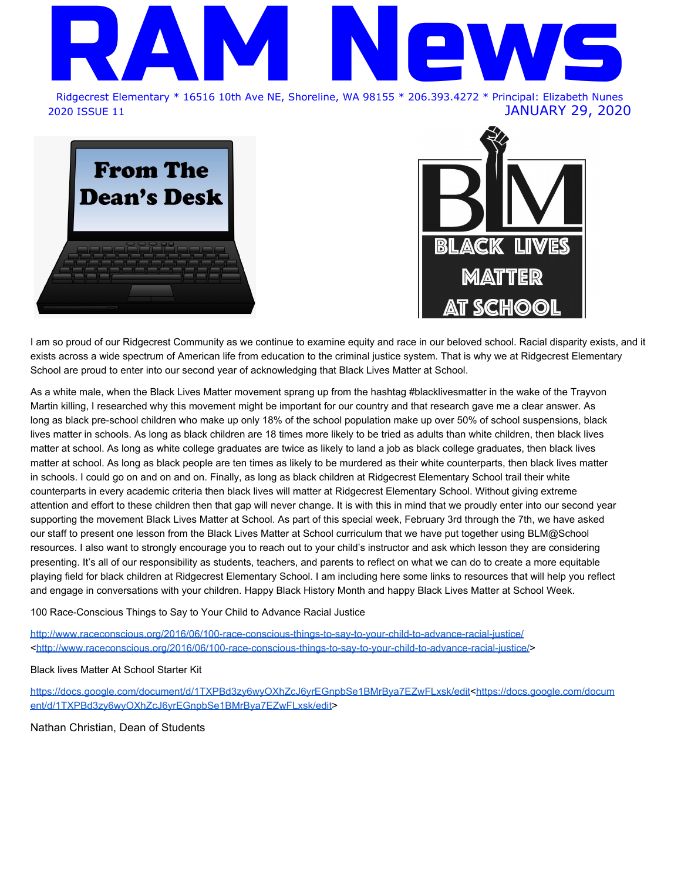# RAM News

Ridgecrest Elementary * 16516 10th Ave NE, Shoreline, WA 98155 * 206.393.4272 * Principal: Elizabeth Nunes

2020 ISSUE 11 JANUARY 29, 2020

## From The Dean's Desk

BLACK LIVES MATTER AT SCHOOL

I am so proud of our Ridgecrest Community as we continue to examine equity and race in our beloved school. Racial disparity exists, and it exists across a wide spectrum of American life from education to the criminal justice system. That is why we at Ridgecrest Elementary School are proud to enter into our second year of acknowledging that Black Lives Matter at School.

As a white male, when the Black Lives Matter movement sprang up from the hashtag #blacklivesmatter in the wake of the Trayvon Martin killing, I researched why this movement might be important for our country and that research gave me a clear answer. As long as black pre-school children who make up only 18% of the school population make up over 50% of school suspensions, black lives matter in schools. As long as black children are 18 times more likely to be tried as adults than white children, then black lives matter at school. As long as white college graduates are twice as likely to land a job as black college graduates, then black lives matter at school. As long as black people are ten times as likely to be murdered as their white counterparts, then black lives matter in schools. I could go on and on and on. Finally, as long as black children at Ridgecrest Elementary School trail their white counterparts in every academic criteria then black lives will matter at Ridgecrest Elementary School. Without giving extreme attention and effort to these children then that gap will never change. It is with this in mind that we proudly enter into our second year supporting the movement Black Lives Matter at School. As part of this special week, February 3rd through the 7th, we have asked our staff to present one lesson from the Black Lives Matter at School curriculum that we have put together using BLM@School resources. I also want to strongly encourage you to reach out to your child's instructor and ask which lesson they are considering presenting. It's all of our responsibility as students, teachers, and parents to reflect on what we can do to create a more equitable playing field for black children at Ridgecrest Elementary School. I am including here some links to resources that will help you reflect and engage in conversations with your children. Happy Black History Month and happy Black Lives Matter at School Week.

100 Race-Conscious Things to Say to Your Child to Advance Racial Justice

http://www.raceconscious.org/2016/06/100-race-conscious-things-to-say-to-your-child-to-advance-racial-justice/ <http://www.raceconscious.org/2016/06/100-race-conscious-things-to-say-to-your-child-to-advance-racial-justice/>

Black lives Matter At School Starter Kit

https://docs.google.com/document/d/1TXPBd3zy6wyOXhZcJ6yrEGnpbSe1BMrBya7EZwFLxsk/edit<https://docs.google.com/document/d/1TXPBd3zy6wyOXhZcJ6yrEGnpbSe1BMrBya7EZwFLxsk/edit>

Nathan Christian, Dean of Students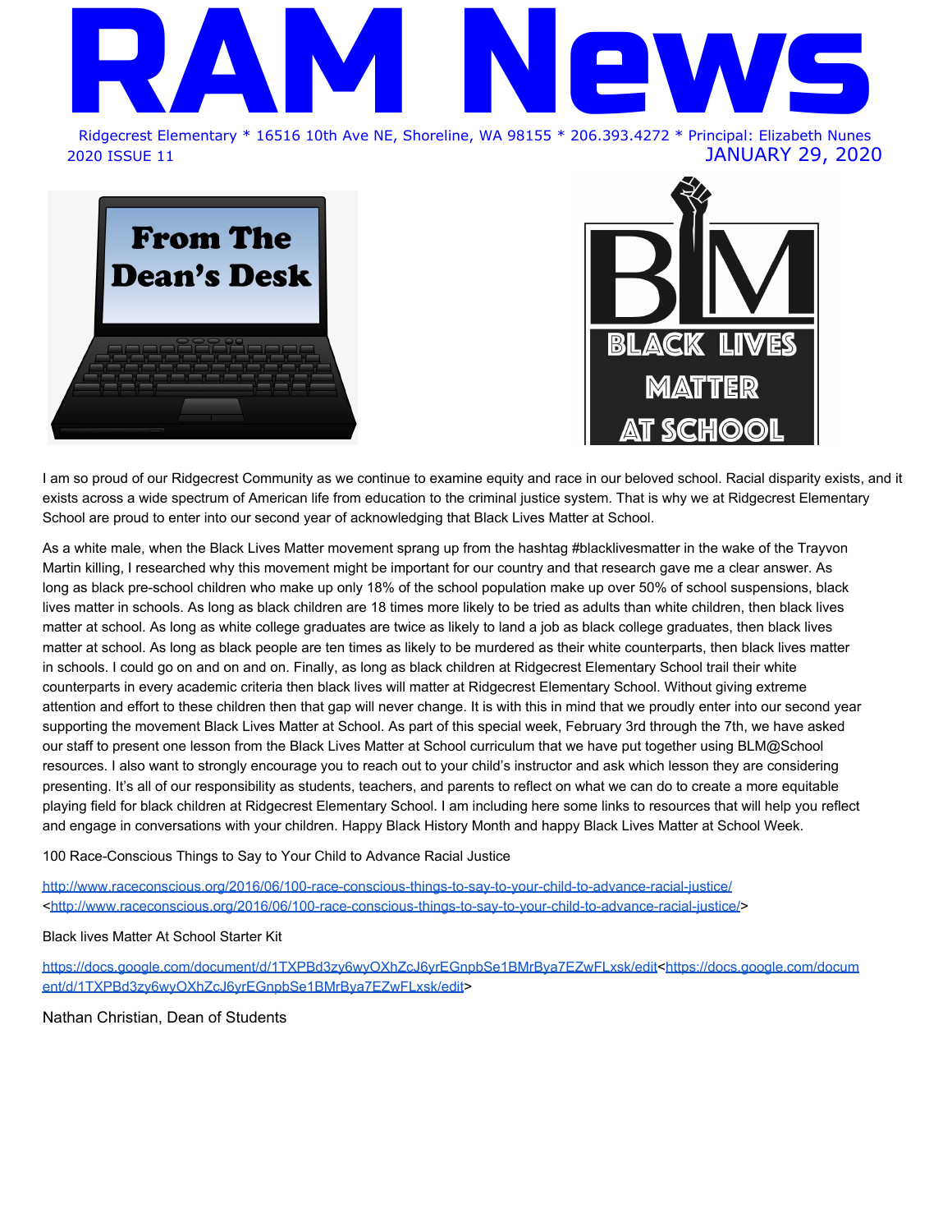# RAM News

Ridgecrest Elementary * 16516 10th Ave NE, Shoreline, WA 98155 * 206.393.4272 * Principal: Elizabeth Nunes

2020 ISSUE 11 JANUARY 29, 2020

## From The Dean's Desk

BLACK LIVES MATTER AT SCHOOL

I am so proud of our Ridgecrest Community as we continue to examine equity and race in our beloved school. Racial disparity exists, and it exists across a wide spectrum of American life from education to the criminal justice system. That is why we at Ridgecrest Elementary School are proud to enter into our second year of acknowledging that Black Lives Matter at School.

As a white male, when the Black Lives Matter movement sprang up from the hashtag #blacklivesmatter in the wake of the Trayvon Martin killing, I researched why this movement might be important for our country and that research gave me a clear answer. As long as black pre-school children who make up only 18% of the school population make up over 50% of school suspensions, black lives matter in schools. As long as black children are 18 times more likely to be tried as adults than white children, then black lives matter at school. As long as white college graduates are twice as likely to land a job as black college graduates, then black lives matter at school. As long as black people are ten times as likely to be murdered as their white counterparts, then black lives matter in schools. I could go on and on and on. Finally, as long as black children at Ridgecrest Elementary School trail their white counterparts in every academic criteria then black lives will matter at Ridgecrest Elementary School. Without giving extreme attention and effort to these children then that gap will never change. It is with this in mind that we proudly enter into our second year supporting the movement Black Lives Matter at School. As part of this special week, February 3rd through the 7th, we have asked our staff to present one lesson from the Black Lives Matter at School curriculum that we have put together using BLM@School resources. I also want to strongly encourage you to reach out to your child's instructor and ask which lesson they are considering presenting. It's all of our responsibility as students, teachers, and parents to reflect on what we can do to create a more equitable playing field for black children at Ridgecrest Elementary School. I am including here some links to resources that will help you reflect and engage in conversations with your children. Happy Black History Month and happy Black Lives Matter at School Week.

100 Race-Conscious Things to Say to Your Child to Advance Racial Justice

http://www.raceconscious.org/2016/06/100-race-conscious-things-to-say-to-your-child-to-advance-racial-justice/ <http://www.raceconscious.org/2016/06/100-race-conscious-things-to-say-to-your-child-to-advance-racial-justice/>

Black lives Matter At School Starter Kit

https://docs.google.com/document/d/1TXPBd3zy6wyOXhZcJ6yrEGnpbSe1BMrBya7EZwFLxsk/edit<https://docs.google.com/document/d/1TXPBd3zy6wyOXhZcJ6yrEGnpbSe1BMrBya7EZwFLxsk/edit>

Nathan Christian, Dean of Students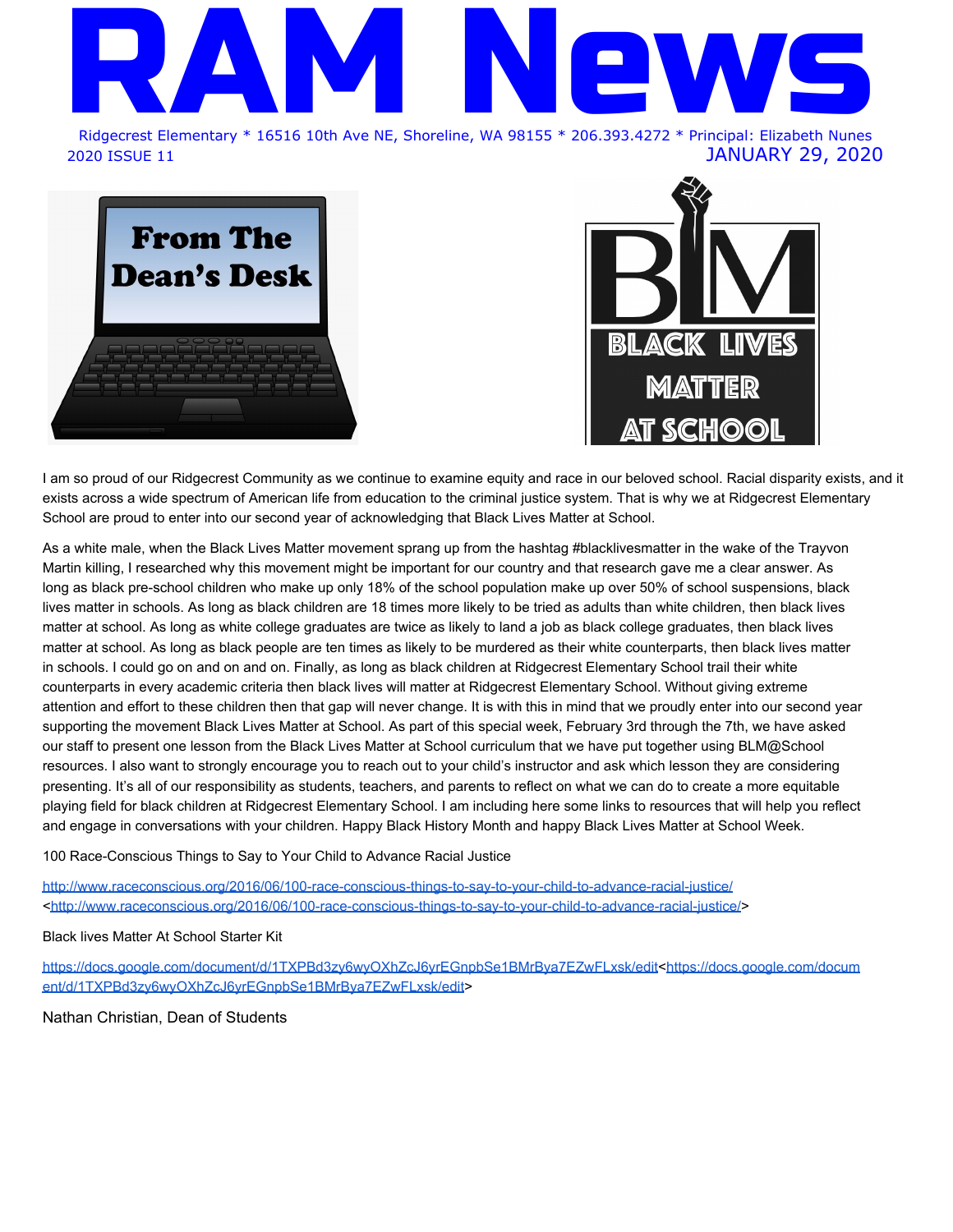# RAM News

Ridgecrest Elementary * 16516 10th Ave NE, Shoreline, WA 98155 * 206.393.4272 * Principal: Elizabeth Nunes

2020 ISSUE 11

JANUARY 29, 2020

## From The Dean's Desk

BLM
BLACK LIVES MATTER AT SCHOOL

I am so proud of our Ridgecrest Community as we continue to examine equity and race in our beloved school. Racial disparity exists, and it exists across a wide spectrum of American life from education to the criminal justice system. That is why we at Ridgecrest Elementary School are proud to enter into our second year of acknowledging that Black Lives Matter at School.

As a white male, when the Black Lives Matter movement sprang up from the hashtag #blacklivesmatter in the wake of the Trayvon Martin killing, I researched why this movement might be important for our country and that research gave me a clear answer. As long as black pre-school children who make up only 18% of the school population make up over 50% of school suspensions, black lives matter in schools. As long as black children are 18 times more likely to be tried as adults than white children, then black lives matter at school. As long as white college graduates are twice as likely to land a job as black college graduates, then black lives matter at school. As long as black people are ten times as likely to be murdered as their white counterparts, then black lives matter in schools. I could go on and on and on. Finally, as long as black children at Ridgecrest Elementary School trail their white counterparts in every academic criteria then black lives will matter at Ridgecrest Elementary School. Without giving extreme attention and effort to these children then that gap will never change. It is with this in mind that we proudly enter into our second year supporting the movement Black Lives Matter at School. As part of this special week, February 3rd through the 7th, we have asked our staff to present one lesson from the Black Lives Matter at School curriculum that we have put together using BLM@School resources. I also want to strongly encourage you to reach out to your child's instructor and ask which lesson they are considering presenting. It's all of our responsibility as students, teachers, and parents to reflect on what we can do to create a more equitable playing field for black children at Ridgecrest Elementary School. I am including here some links to resources that will help you reflect and engage in conversations with your children. Happy Black History Month and happy Black Lives Matter at School Week.

100 Race-Conscious Things to Say to Your Child to Advance Racial Justice

http://www.raceconscious.org/2016/06/100-race-conscious-things-to-say-to-your-child-to-advance-racial-justice/ <http://www.raceconscious.org/2016/06/100-race-conscious-things-to-say-to-your-child-to-advance-racial-justice/>

Black lives Matter At School Starter Kit

https://docs.google.com/document/d/1TXPBd3zy6wyOXhZcJ6yrEGnpbSe1BMrBya7EZwFLxsk/edit<https://docs.google.com/document/d/1TXPBd3zy6wyOXhZcJ6yrEGnpbSe1BMrBya7EZwFLxsk/edit>

Nathan Christian, Dean of Students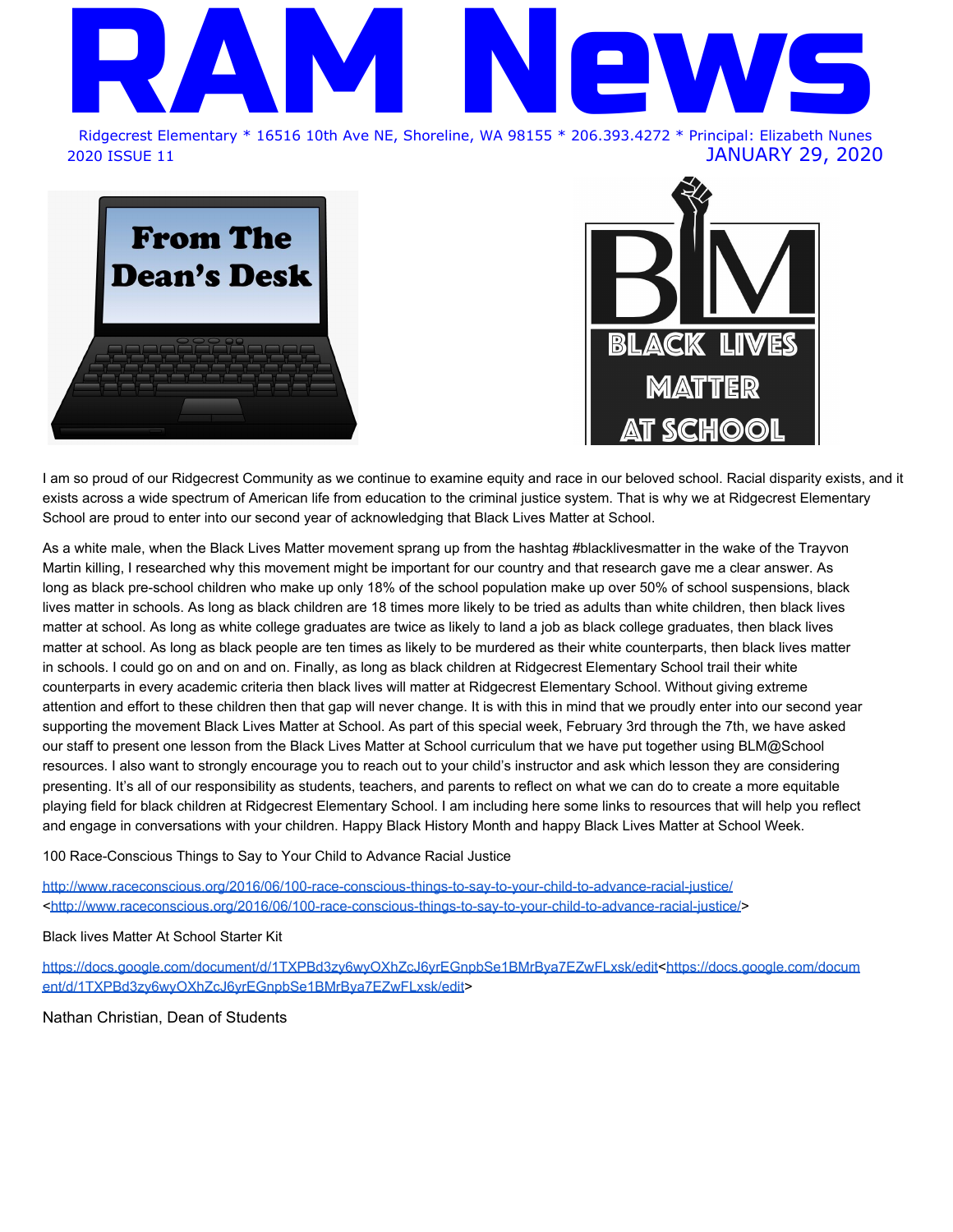# RAM News

Ridgecrest Elementary * 16516 10th Ave NE, Shoreline, WA 98155 * 206.393.4272 * Principal: Elizabeth Nunes

2020 ISSUE 11 JANUARY 29, 2020

## From The Dean's Desk

BLM BLACK LIVES MATTER AT SCHOOL

I am so proud of our Ridgecrest Community as we continue to examine equity and race in our beloved school. Racial disparity exists, and it exists across a wide spectrum of American life from education to the criminal justice system. That is why we at Ridgecrest Elementary School are proud to enter into our second year of acknowledging that Black Lives Matter at School.

As a white male, when the Black Lives Matter movement sprang up from the hashtag #blacklivesmatter in the wake of the Trayvon Martin killing, I researched why this movement might be important for our country and that research gave me a clear answer. As long as black pre-school children who make up only 18% of the school population make up over 50% of school suspensions, black lives matter in schools. As long as black children are 18 times more likely to be tried as adults than white children, then black lives matter at school. As long as white college graduates are twice as likely to land a job as black college graduates, then black lives matter at school. As long as black people are ten times as likely to be murdered as their white counterparts, then black lives matter in schools. I could go on and on and on. Finally, as long as black children at Ridgecrest Elementary School trail their white counterparts in every academic criteria then black lives will matter at Ridgecrest Elementary School. Without giving extreme attention and effort to these children then that gap will never change. It is with this in mind that we proudly enter into our second year supporting the movement Black Lives Matter at School. As part of this special week, February 3rd through the 7th, we have asked our staff to present one lesson from the Black Lives Matter at School curriculum that we have put together using BLM@School resources. I also want to strongly encourage you to reach out to your child's instructor and ask which lesson they are considering presenting. It's all of our responsibility as students, teachers, and parents to reflect on what we can do to create a more equitable playing field for black children at Ridgecrest Elementary School. I am including here some links to resources that will help you reflect and engage in conversations with your children. Happy Black History Month and happy Black Lives Matter at School Week.

100 Race-Conscious Things to Say to Your Child to Advance Racial Justice

http://www.raceconscious.org/2016/06/100-race-conscious-things-to-say-to-your-child-to-advance-racial-justice/ <http://www.raceconscious.org/2016/06/100-race-conscious-things-to-say-to-your-child-to-advance-racial-justice/>

Black lives Matter At School Starter Kit

https://docs.google.com/document/d/1TXPBd3zy6wyOXhZcJ6yrEGnpbSe1BMrBya7EZwFLxsk/edit<https://docs.google.com/document/d/1TXPBd3zy6wyOXhZcJ6yrEGnpbSe1BMrBya7EZwFLxsk/edit>

Nathan Christian, Dean of Students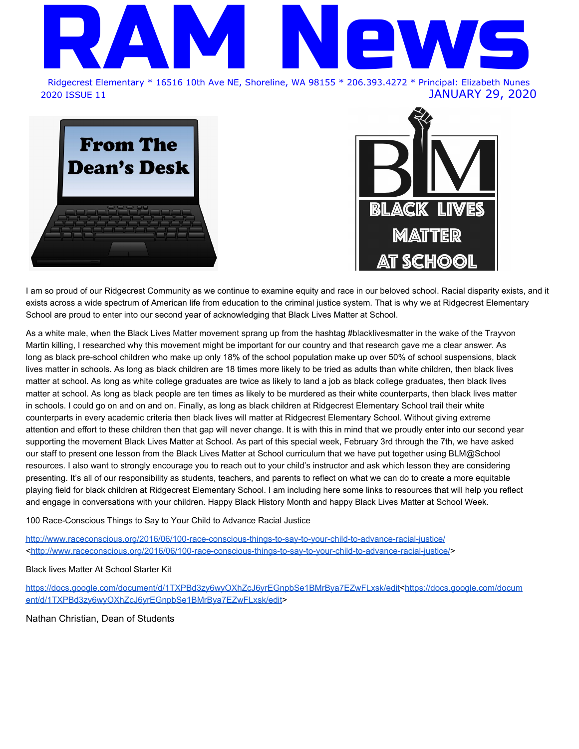# RAM News

Ridgecrest Elementary * 16516 10th Ave NE, Shoreline, WA 98155 * 206.393.4272 * Principal: Elizabeth Nunes

2020 ISSUE 11 JANUARY 29, 2020

## From The Dean's Desk

BLM
BLACK LIVES MATTER AT SCHOOL

I am so proud of our Ridgecrest Community as we continue to examine equity and race in our beloved school. Racial disparity exists, and it exists across a wide spectrum of American life from education to the criminal justice system. That is why we at Ridgecrest Elementary School are proud to enter into our second year of acknowledging that Black Lives Matter at School.

As a white male, when the Black Lives Matter movement sprang up from the hashtag #blacklivesmatter in the wake of the Trayvon Martin killing, I researched why this movement might be important for our country and that research gave me a clear answer. As long as black pre-school children who make up only 18% of the school population make up over 50% of school suspensions, black lives matter in schools. As long as black children are 18 times more likely to be tried as adults than white children, then black lives matter at school. As long as white college graduates are twice as likely to land a job as black college graduates, then black lives matter at school. As long as black people are ten times as likely to be murdered as their white counterparts, then black lives matter in schools. I could go on and on and on. Finally, as long as black children at Ridgecrest Elementary School trail their white counterparts in every academic criteria then black lives will matter at Ridgecrest Elementary School. Without giving extreme attention and effort to these children then that gap will never change. It is with this in mind that we proudly enter into our second year supporting the movement Black Lives Matter at School. As part of this special week, February 3rd through the 7th, we have asked our staff to present one lesson from the Black Lives Matter at School curriculum that we have put together using BLM@School resources. I also want to strongly encourage you to reach out to your child's instructor and ask which lesson they are considering presenting. It's all of our responsibility as students, teachers, and parents to reflect on what we can do to create a more equitable playing field for black children at Ridgecrest Elementary School. I am including here some links to resources that will help you reflect and engage in conversations with your children. Happy Black History Month and happy Black Lives Matter at School Week.

100 Race-Conscious Things to Say to Your Child to Advance Racial Justice

http://www.raceconscious.org/2016/06/100-race-conscious-things-to-say-to-your-child-to-advance-racial-justice/ <http://www.raceconscious.org/2016/06/100-race-conscious-things-to-say-to-your-child-to-advance-racial-justice/>

Black lives Matter At School Starter Kit

https://docs.google.com/document/d/1TXPBd3zy6wyOXhZcJ6yrEGnpbSe1BMrBya7EZwFLxsk/edit<https://docs.google.com/document/d/1TXPBd3zy6wyOXhZcJ6yrEGnpbSe1BMrBya7EZwFLxsk/edit>

Nathan Christian, Dean of Students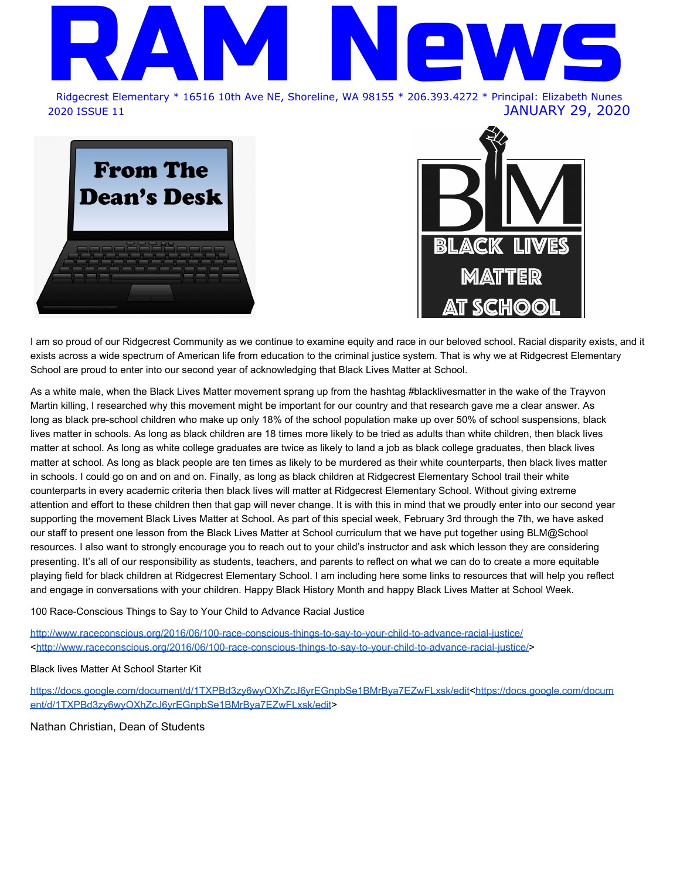# RAM News

Ridgecrest Elementary * 16516 10th Ave NE, Shoreline, WA 98155 * 206.393.4272 * Principal: Elizabeth Nunes

2020 ISSUE 11 JANUARY 29, 2020

From The Dean's Desk

BLM BLACK LIVES MATTER AT SCHOOL

I am so proud of our Ridgecrest Community as we continue to examine equity and race in our beloved school. Racial disparity exists, and it exists across a wide spectrum of American life from education to the criminal justice system. That is why we at Ridgecrest Elementary School are proud to enter into our second year of acknowledging that Black Lives Matter at School.

As a white male, when the Black Lives Matter movement sprang up from the hashtag #blacklivesmatter in the wake of the Trayvon Martin killing, I researched why this movement might be important for our country and that research gave me a clear answer. As long as black pre-school children who make up only 18% of the school population make up over 50% of school suspensions, black lives matter in schools. As long as black children are 18 times more likely to be tried as adults than white children, then black lives matter at school. As long as white college graduates are twice as likely to land a job as black college graduates, then black lives matter at school. As long as black people are ten times as likely to be murdered as their white counterparts, then black lives matter in schools. I could go on and on and on. Finally, as long as black children at Ridgecrest Elementary School trail their white counterparts in every academic criteria then black lives will matter at Ridgecrest Elementary School. Without giving extreme attention and effort to these children then that gap will never change. It is with this in mind that we proudly enter into our second year supporting the movement Black Lives Matter at School. As part of this special week, February 3rd through the 7th, we have asked our staff to present one lesson from the Black Lives Matter at School curriculum that we have put together using BLM@School resources. I also want to strongly encourage you to reach out to your child's instructor and ask which lesson they are considering presenting. It's all of our responsibility as students, teachers, and parents to reflect on what we can do to create a more equitable playing field for black children at Ridgecrest Elementary School. I am including here some links to resources that will help you reflect and engage in conversations with your children. Happy Black History Month and happy Black Lives Matter at School Week.

100 Race-Conscious Things to Say to Your Child to Advance Racial Justice

http://www.raceconscious.org/2016/06/100-race-conscious-things-to-say-to-your-child-to-advance-racial-justice/ <http://www.raceconscious.org/2016/06/100-race-conscious-things-to-say-to-your-child-to-advance-racial-justice/>

Black lives Matter At School Starter Kit

https://docs.google.com/document/d/1TXPBd3zy6wyOXhZcJ6yrEGnpbSe1BMrBya7EZwFLxsk/edit<https://docs.google.com/document/d/1TXPBd3zy6wyOXhZcJ6yrEGnpbSe1BMrBya7EZwFLxsk/edit>

Nathan Christian, Dean of Students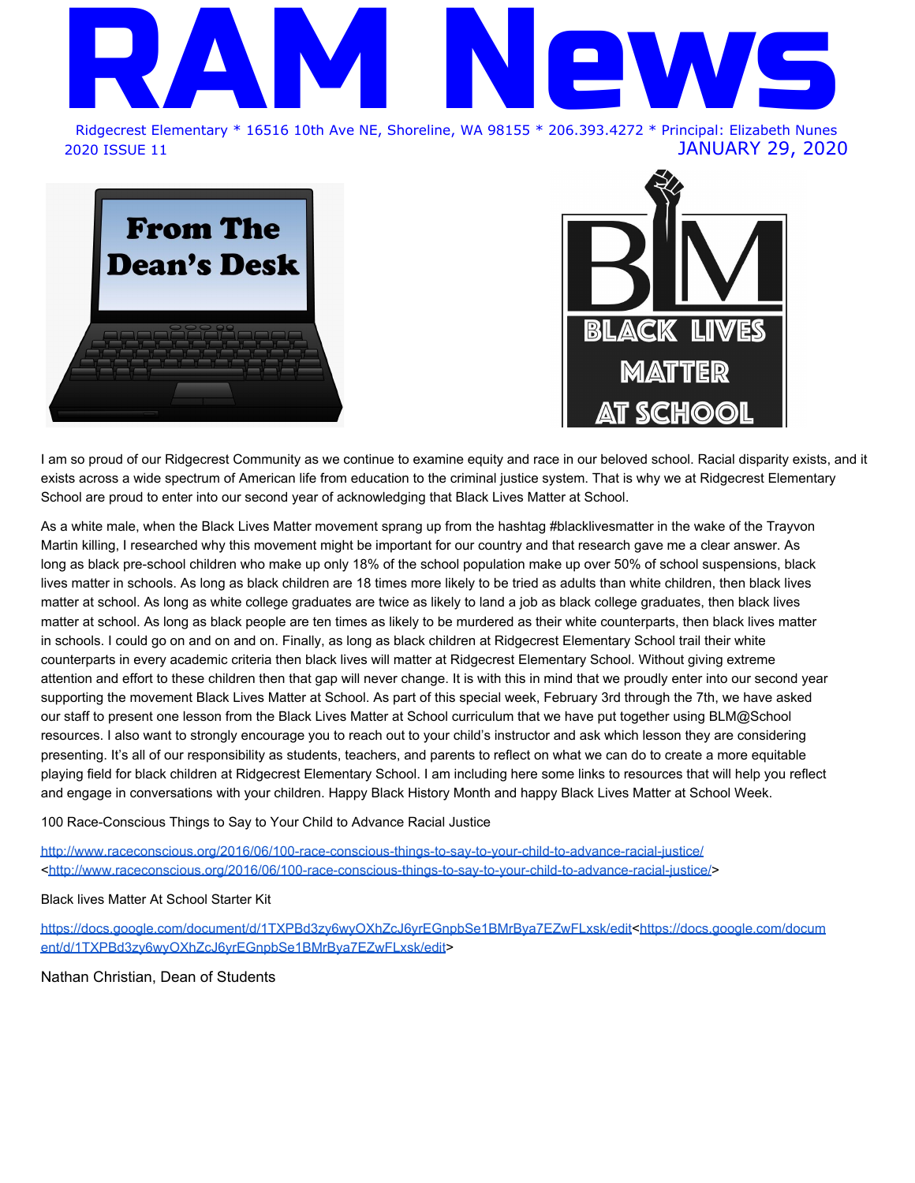# RAM News

Ridgecrest Elementary * 16516 10th Ave NE, Shoreline, WA 98155 * 206.393.4272 * Principal: Elizabeth Nunes

2020 ISSUE 11 JANUARY 29, 2020

From The Dean's Desk

BLACK LIVES MATTER AT SCHOOL

I am so proud of our Ridgecrest Community as we continue to examine equity and race in our beloved school. Racial disparity exists, and it exists across a wide spectrum of American life from education to the criminal justice system. That is why we at Ridgecrest Elementary School are proud to enter into our second year of acknowledging that Black Lives Matter at School.

As a white male, when the Black Lives Matter movement sprang up from the hashtag #blacklivesmatter in the wake of the Trayvon Martin killing, I researched why this movement might be important for our country and that research gave me a clear answer. As long as black pre-school children who make up only 18% of the school population make up over 50% of school suspensions, black lives matter in schools. As long as black children are 18 times more likely to be tried as adults than white children, then black lives matter at school. As long as white college graduates are twice as likely to land a job as black college graduates, then black lives matter at school. As long as black people are ten times as likely to be murdered as their white counterparts, then black lives matter in schools. I could go on and on and on. Finally, as long as black children at Ridgecrest Elementary School trail their white counterparts in every academic criteria then black lives will matter at Ridgecrest Elementary School. Without giving extreme attention and effort to these children then that gap will never change. It is with this in mind that we proudly enter into our second year supporting the movement Black Lives Matter at School. As part of this special week, February 3rd through the 7th, we have asked our staff to present one lesson from the Black Lives Matter at School curriculum that we have put together using BLM@School resources. I also want to strongly encourage you to reach out to your child's instructor and ask which lesson they are considering presenting. It's all of our responsibility as students, teachers, and parents to reflect on what we can do to create a more equitable playing field for black children at Ridgecrest Elementary School. I am including here some links to resources that will help you reflect and engage in conversations with your children. Happy Black History Month and happy Black Lives Matter at School Week.

100 Race-Conscious Things to Say to Your Child to Advance Racial Justice

http://www.raceconscious.org/2016/06/100-race-conscious-things-to-say-to-your-child-to-advance-racial-justice/ <http://www.raceconscious.org/2016/06/100-race-conscious-things-to-say-to-your-child-to-advance-racial-justice/>

Black lives Matter At School Starter Kit

https://docs.google.com/document/d/1TXPBd3zy6wyOXhZcJ6yrEGnpbSe1BMrBya7EZwFLxsk/edit<https://docs.google.com/document/d/1TXPBd3zy6wyOXhZcJ6yrEGnpbSe1BMrBya7EZwFLxsk/edit>

Nathan Christian, Dean of Students